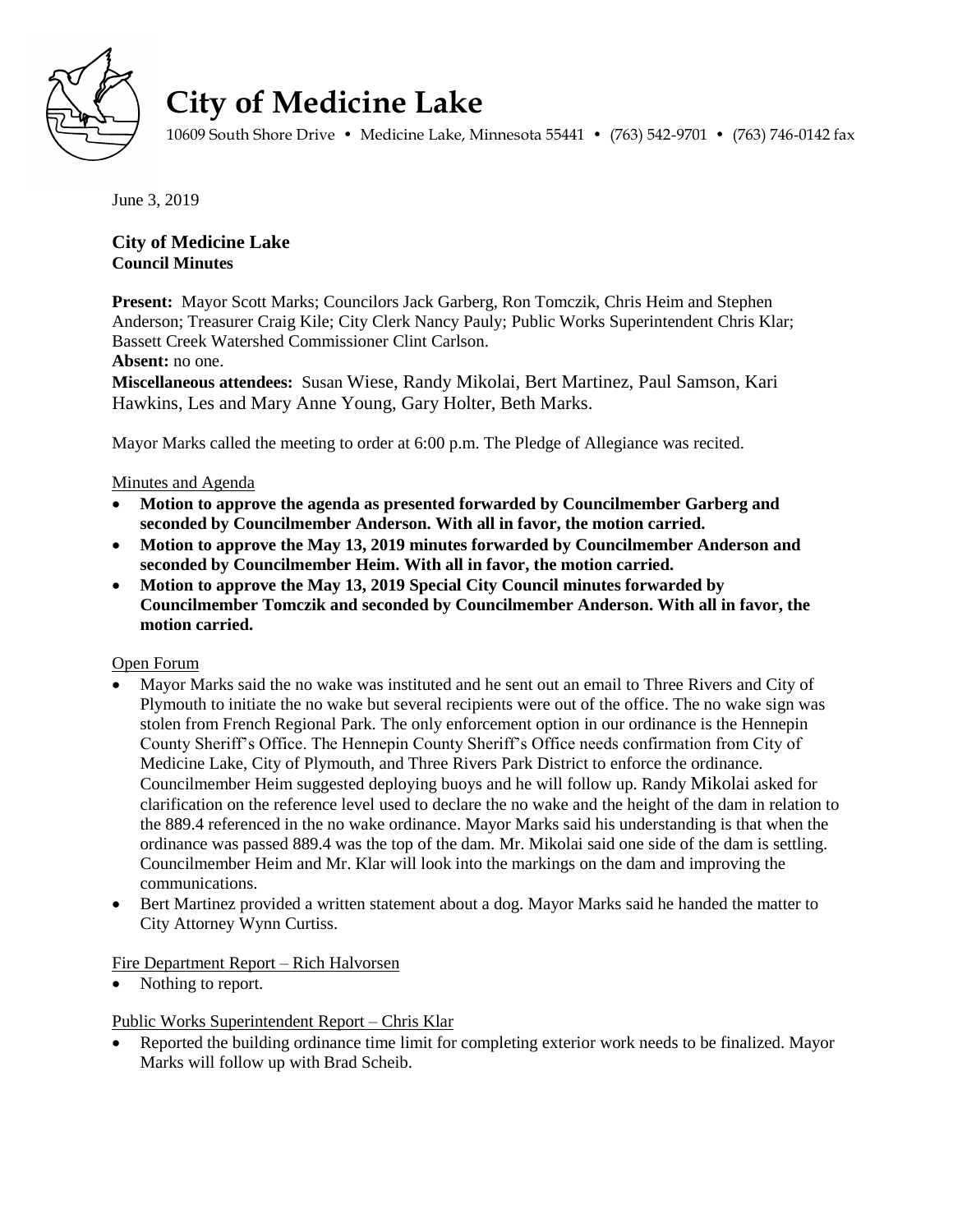# City of Medicine Lake

10609 South Shore Drive • Medicine Lake, Minnesota 55441 • (763) 542-9701 • (763) 746-0142 fax

June 3, 2019

## City of Medicine Lake
### Council Minutes

**Present:** Mayor Scott Marks; Councilors Jack Garberg, Ron Tomczik, Chris Heim and Stephen Anderson; Treasurer Craig Kile; City Clerk Nancy Pauly; Public Works Superintendent Chris Klar; Bassett Creek Watershed Commissioner Clint Carlson.

**Absent:** no one.

**Miscellaneous attendees:** Susan Wiese, Randy Mikolai, Bert Martinez, Paul Samson, Kari Hawkins, Les and Mary Anne Young, Gary Holter, Beth Marks.

Mayor Marks called the meeting to order at 6:00 p.m. The Pledge of Allegiance was recited.

Minutes and Agenda

- **Motion to approve the agenda as presented forwarded by Councilmember Garberg and seconded by Councilmember Anderson. With all in favor, the motion carried.**
- **Motion to approve the May 13, 2019 minutes forwarded by Councilmember Anderson and seconded by Councilmember Heim. With all in favor, the motion carried.**
- **Motion to approve the May 13, 2019 Special City Council minutes forwarded by Councilmember Tomczik and seconded by Councilmember Anderson. With all in favor, the motion carried.**

Open Forum

- Mayor Marks said the no wake was instituted and he sent out an email to Three Rivers and City of Plymouth to initiate the no wake but several recipients were out of the office. The no wake sign was stolen from French Regional Park. The only enforcement option in our ordinance is the Hennepin County Sheriff's Office. The Hennepin County Sheriff's Office needs confirmation from City of Medicine Lake, City of Plymouth, and Three Rivers Park District to enforce the ordinance. Councilmember Heim suggested deploying buoys and he will follow up. Randy Mikolai asked for clarification on the reference level used to declare the no wake and the height of the dam in relation to the 889.4 referenced in the no wake ordinance. Mayor Marks said his understanding is that when the ordinance was passed 889.4 was the top of the dam. Mr. Mikolai said one side of the dam is settling. Councilmember Heim and Mr. Klar will look into the markings on the dam and improving the communications.
- Bert Martinez provided a written statement about a dog. Mayor Marks said he handed the matter to City Attorney Wynn Curtiss.

Fire Department Report – Rich Halvorsen

- Nothing to report.

Public Works Superintendent Report – Chris Klar

- Reported the building ordinance time limit for completing exterior work needs to be finalized. Mayor Marks will follow up with Brad Scheib.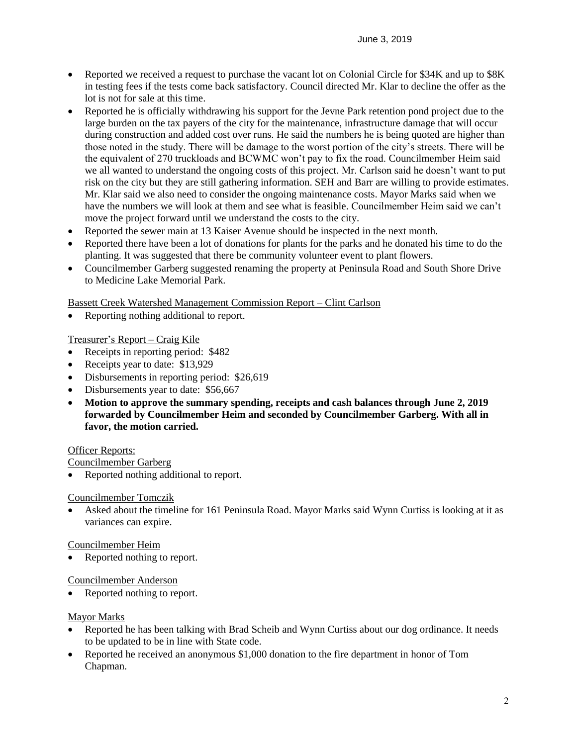- Reported we received a request to purchase the vacant lot on Colonial Circle for $34K and up to $8K in testing fees if the tests come back satisfactory. Council directed Mr. Klar to decline the offer as the lot is not for sale at this time.
- Reported he is officially withdrawing his support for the Jevne Park retention pond project due to the large burden on the tax payers of the city for the maintenance, infrastructure damage that will occur during construction and added cost over runs. He said the numbers he is being quoted are higher than those noted in the study. There will be damage to the worst portion of the city's streets. There will be the equivalent of 270 truckloads and BCWMC won't pay to fix the road. Councilmember Heim said we all wanted to understand the ongoing costs of this project. Mr. Carlson said he doesn't want to put risk on the city but they are still gathering information. SEH and Barr are willing to provide estimates. Mr. Klar said we also need to consider the ongoing maintenance costs. Mayor Marks said when we have the numbers we will look at them and see what is feasible. Councilmember Heim said we can't move the project forward until we understand the costs to the city.
- Reported the sewer main at 13 Kaiser Avenue should be inspected in the next month.
- Reported there have been a lot of donations for plants for the parks and he donated his time to do the planting. It was suggested that there be community volunteer event to plant flowers.
- Councilmember Garberg suggested renaming the property at Peninsula Road and South Shore Drive to Medicine Lake Memorial Park.

Bassett Creek Watershed Management Commission Report – Clint Carlson

- Reporting nothing additional to report.

Treasurer's Report – Craig Kile

- Receipts in reporting period: $482
- Receipts year to date: $13,929
- Disbursements in reporting period: $26,619
- Disbursements year to date: $56,667
- **Motion to approve the summary spending, receipts and cash balances through June 2, 2019 forwarded by Councilmember Heim and seconded by Councilmember Garberg. With all in favor, the motion carried.**

Officer Reports:

Councilmember Garberg

- Reported nothing additional to report.

Councilmember Tomczik

- Asked about the timeline for 161 Peninsula Road. Mayor Marks said Wynn Curtiss is looking at it as variances can expire.

Councilmember Heim

- Reported nothing to report.

Councilmember Anderson

- Reported nothing to report.

Mayor Marks

- Reported he has been talking with Brad Scheib and Wynn Curtiss about our dog ordinance. It needs to be updated to be in line with State code.
- Reported he received an anonymous $1,000 donation to the fire department in honor of Tom Chapman.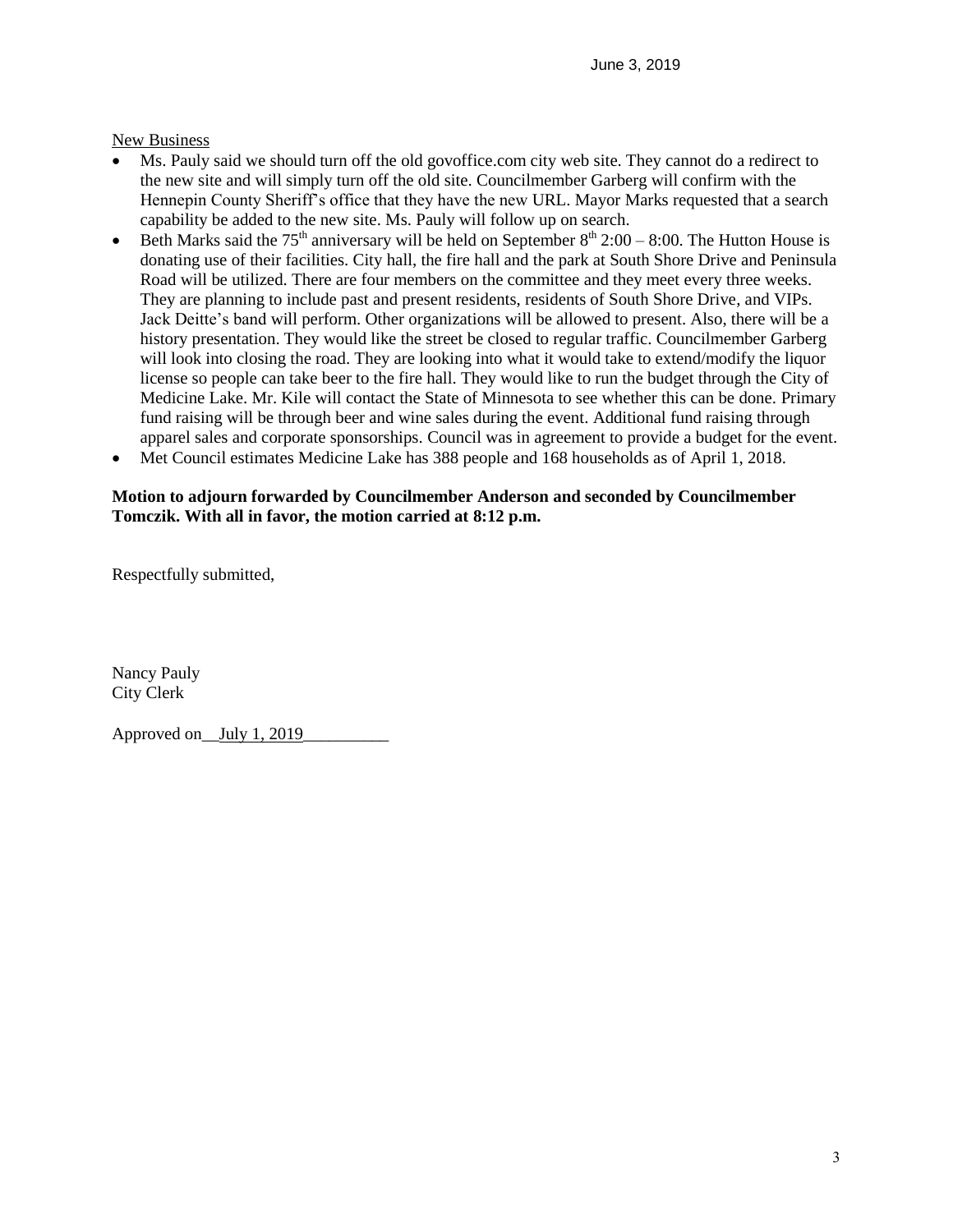<u>New Business</u>

- Ms. Pauly said we should turn off the old govoffice.com city web site. They cannot do a redirect to the new site and will simply turn off the old site. Councilmember Garberg will confirm with the Hennepin County Sheriff's office that they have the new URL. Mayor Marks requested that a search capability be added to the new site. Ms. Pauly will follow up on search.
- Beth Marks said the 75th anniversary will be held on September 8th 2:00 – 8:00. The Hutton House is donating use of their facilities. City hall, the fire hall and the park at South Shore Drive and Peninsula Road will be utilized. There are four members on the committee and they meet every three weeks. They are planning to include past and present residents, residents of South Shore Drive, and VIPs. Jack Deitte's band will perform. Other organizations will be allowed to present. Also, there will be a history presentation. They would like the street be closed to regular traffic. Councilmember Garberg will look into closing the road. They are looking into what it would take to extend/modify the liquor license so people can take beer to the fire hall. They would like to run the budget through the City of Medicine Lake. Mr. Kile will contact the State of Minnesota to see whether this can be done. Primary fund raising will be through beer and wine sales during the event. Additional fund raising through apparel sales and corporate sponsorships. Council was in agreement to provide a budget for the event.
- Met Council estimates Medicine Lake has 388 people and 168 households as of April 1, 2018.

**Motion to adjourn forwarded by Councilmember Anderson and seconded by Councilmember Tomczik. With all in favor, the motion carried at 8:12 p.m.**

Respectfully submitted,

Nancy Pauly
City Clerk

Approved on <u>July 1, 2019</u>